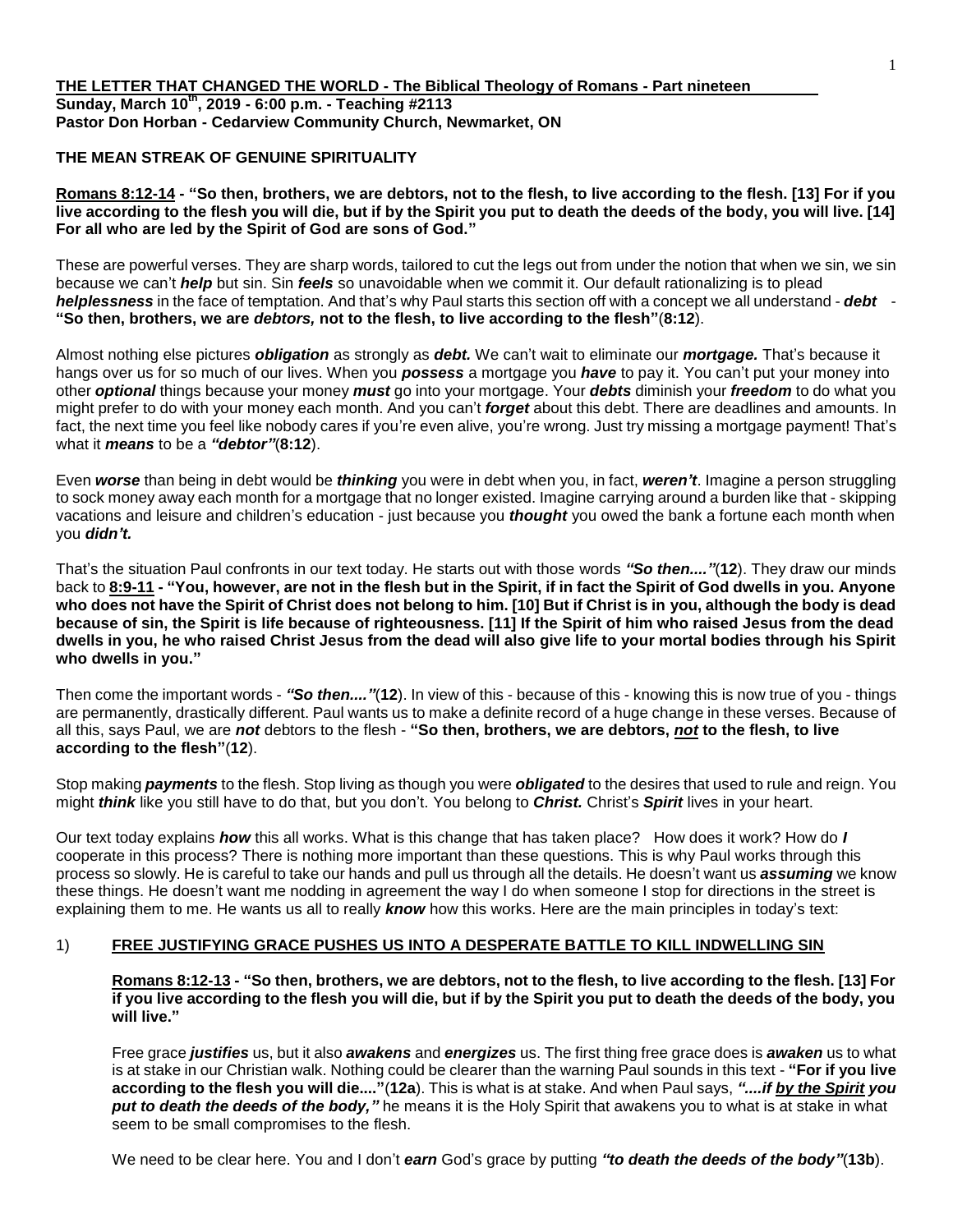**THE LETTER THAT CHANGED THE WORLD - The Biblical Theology of Romans - Part nineteen**
**Sunday, March 10th, 2019 - 6:00 p.m. - Teaching #2113**
**Pastor Don Horban - Cedarview Community Church, Newmarket, ON**

**THE MEAN STREAK OF GENUINE SPIRITUALITY**

**Romans 8:12-14 - "So then, brothers, we are debtors, not to the flesh, to live according to the flesh. [13] For if you live according to the flesh you will die, but if by the Spirit you put to death the deeds of the body, you will live. [14] For all who are led by the Spirit of God are sons of God."**

These are powerful verses. They are sharp words, tailored to cut the legs out from under the notion that when we sin, we sin because we can't ***help*** but sin. Sin ***feels*** so unavoidable when we commit it. Our default rationalizing is to plead ***helplessness*** in the face of temptation. And that's why Paul starts this section off with a concept we all understand - ***debt*** - **"So then, brothers, we are *debtors,* not to the flesh, to live according to the flesh"**(**8:12**).

Almost nothing else pictures ***obligation*** as strongly as ***debt.*** We can't wait to eliminate our ***mortgage.*** That's because it hangs over us for so much of our lives. When you ***possess*** a mortgage you ***have*** to pay it. You can't put your money into other ***optional*** things because your money ***must*** go into your mortgage. Your ***debts*** diminish your ***freedom*** to do what you might prefer to do with your money each month. And you can't ***forget*** about this debt. There are deadlines and amounts. In fact, the next time you feel like nobody cares if you're even alive, you're wrong. Just try missing a mortgage payment! That's what it ***means*** to be a ***"debtor"***(**8:12**).

Even ***worse*** than being in debt would be ***thinking*** you were in debt when you, in fact, ***weren't***. Imagine a person struggling to sock money away each month for a mortgage that no longer existed. Imagine carrying around a burden like that - skipping vacations and leisure and children's education - just because you ***thought*** you owed the bank a fortune each month when you ***didn't.***

That's the situation Paul confronts in our text today. He starts out with those words ***"So then...."***(**12**). They draw our minds back to **8:9-11 - "You, however, are not in the flesh but in the Spirit, if in fact the Spirit of God dwells in you. Anyone who does not have the Spirit of Christ does not belong to him. [10] But if Christ is in you, although the body is dead because of sin, the Spirit is life because of righteousness. [11] If the Spirit of him who raised Jesus from the dead dwells in you, he who raised Christ Jesus from the dead will also give life to your mortal bodies through his Spirit who dwells in you."**

Then come the important words - ***"So then...."***(**12**). In view of this - because of this - knowing this is now true of you - things are permanently, drastically different. Paul wants us to make a definite record of a huge change in these verses. Because of all this, says Paul, we are ***not*** debtors to the flesh - **"So then, brothers, we are debtors, *not* to the flesh, to live according to the flesh"**(**12**).

Stop making ***payments*** to the flesh. Stop living as though you were ***obligated*** to the desires that used to rule and reign. You might ***think*** like you still have to do that, but you don't. You belong to ***Christ.*** Christ's ***Spirit*** lives in your heart.

Our text today explains ***how*** this all works. What is this change that has taken place? How does it work? How do ***I*** cooperate in this process? There is nothing more important than these questions. This is why Paul works through this process so slowly. He is careful to take our hands and pull us through all the details. He doesn't want us ***assuming*** we know these things. He doesn't want me nodding in agreement the way I do when someone I stop for directions in the street is explaining them to me. He wants us all to really ***know*** how this works. Here are the main principles in today's text:

1) **FREE JUSTIFYING GRACE PUSHES US INTO A DESPERATE BATTLE TO KILL INDWELLING SIN**

**Romans 8:12-13 - "So then, brothers, we are debtors, not to the flesh, to live according to the flesh. [13] For if you live according to the flesh you will die, but if by the Spirit you put to death the deeds of the body, you will live."**

Free grace ***justifies*** us, but it also ***awakens*** and ***energizes*** us. The first thing free grace does is ***awaken*** us to what is at stake in our Christian walk. Nothing could be clearer than the warning Paul sounds in this text - **"For if you live according to the flesh you will die...."**(**12a**). This is what is at stake. And when Paul says, ***"....if by the Spirit you put to death the deeds of the body,"*** he means it is the Holy Spirit that awakens you to what is at stake in what seem to be small compromises to the flesh.

We need to be clear here. You and I don't ***earn*** God's grace by putting ***"to death the deeds of the body"***(**13b**).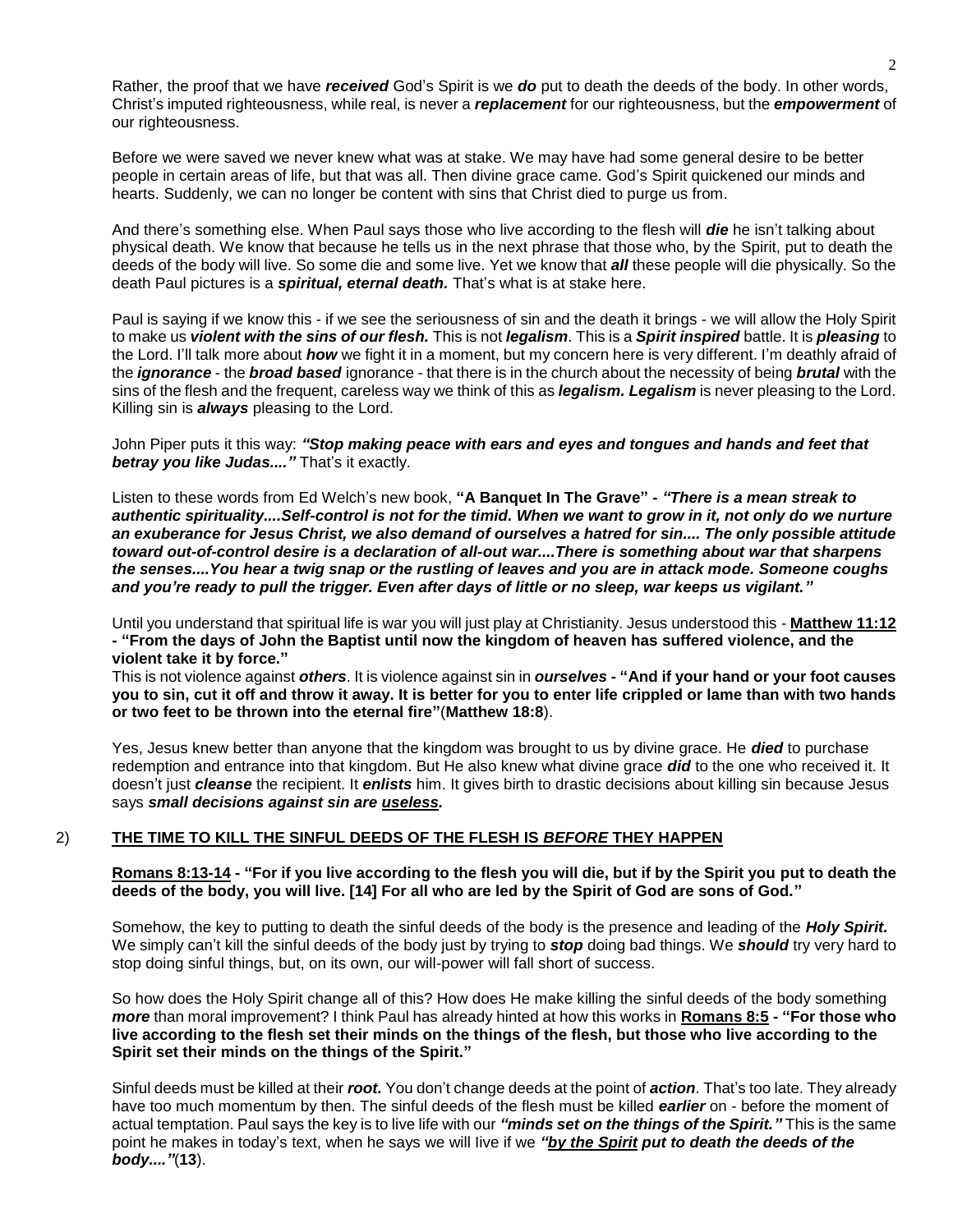Rather, the proof that we have ***received*** God's Spirit is we ***do*** put to death the deeds of the body. In other words, Christ's imputed righteousness, while real, is never a ***replacement*** for our righteousness, but the ***empowerment*** of our righteousness.

Before we were saved we never knew what was at stake. We may have had some general desire to be better people in certain areas of life, but that was all. Then divine grace came. God's Spirit quickened our minds and hearts. Suddenly, we can no longer be content with sins that Christ died to purge us from.

And there's something else. When Paul says those who live according to the flesh will ***die*** he isn't talking about physical death. We know that because he tells us in the next phrase that those who, by the Spirit, put to death the deeds of the body will live. So some die and some live. Yet we know that ***all*** these people will die physically. So the death Paul pictures is a ***spiritual, eternal death.*** That's what is at stake here.

Paul is saying if we know this - if we see the seriousness of sin and the death it brings - we will allow the Holy Spirit to make us ***violent with the sins of our flesh.*** This is not ***legalism***. This is a ***Spirit inspired*** battle. It is ***pleasing*** to the Lord. I'll talk more about ***how*** we fight it in a moment, but my concern here is very different. I'm deathly afraid of the ***ignorance*** - the ***broad based*** ignorance - that there is in the church about the necessity of being ***brutal*** with the sins of the flesh and the frequent, careless way we think of this as ***legalism. Legalism*** is never pleasing to the Lord. Killing sin is ***always*** pleasing to the Lord.

John Piper puts it this way: ***"Stop making peace with ears and eyes and tongues and hands and feet that betray you like Judas...."*** That's it exactly.

Listen to these words from Ed Welch's new book, **"A Banquet In The Grave" -** ***"There is a mean streak to authentic spirituality....Self-control is not for the timid. When we want to grow in it, not only do we nurture an exuberance for Jesus Christ, we also demand of ourselves a hatred for sin.... The only possible attitude toward out-of-control desire is a declaration of all-out war....There is something about war that sharpens the senses....You hear a twig snap or the rustling of leaves and you are in attack mode. Someone coughs and you're ready to pull the trigger. Even after days of little or no sleep, war keeps us vigilant."***

Until you understand that spiritual life is war you will just play at Christianity. Jesus understood this - **Matthew 11:12 - "From the days of John the Baptist until now the kingdom of heaven has suffered violence, and the violent take it by force."**

This is not violence against ***others***. It is violence against sin in ***ourselves*** **- "And if your hand or your foot causes you to sin, cut it off and throw it away. It is better for you to enter life crippled or lame than with two hands or two feet to be thrown into the eternal fire"**(**Matthew 18:8**).

Yes, Jesus knew better than anyone that the kingdom was brought to us by divine grace. He ***died*** to purchase redemption and entrance into that kingdom. But He also knew what divine grace ***did*** to the one who received it. It doesn't just ***cleanse*** the recipient. It ***enlists*** him. It gives birth to drastic decisions about killing sin because Jesus says ***small decisions against sin are useless.***

## 2) THE TIME TO KILL THE SINFUL DEEDS OF THE FLESH IS *BEFORE* THEY HAPPEN

**Romans 8:13-14 - "For if you live according to the flesh you will die, but if by the Spirit you put to death the deeds of the body, you will live. [14] For all who are led by the Spirit of God are sons of God."**

Somehow, the key to putting to death the sinful deeds of the body is the presence and leading of the ***Holy Spirit.*** We simply can't kill the sinful deeds of the body just by trying to ***stop*** doing bad things. We ***should*** try very hard to stop doing sinful things, but, on its own, our will-power will fall short of success.

So how does the Holy Spirit change all of this? How does He make killing the sinful deeds of the body something ***more*** than moral improvement? I think Paul has already hinted at how this works in **Romans 8:5 - "For those who live according to the flesh set their minds on the things of the flesh, but those who live according to the Spirit set their minds on the things of the Spirit."**

Sinful deeds must be killed at their ***root.*** You don't change deeds at the point of ***action***. That's too late. They already have too much momentum by then. The sinful deeds of the flesh must be killed ***earlier*** on - before the moment of actual temptation. Paul says the key is to live life with our ***"minds set on the things of the Spirit."*** This is the same point he makes in today's text, when he says we will live if we ***"by the Spirit put to death the deeds of the body...."***(**13**).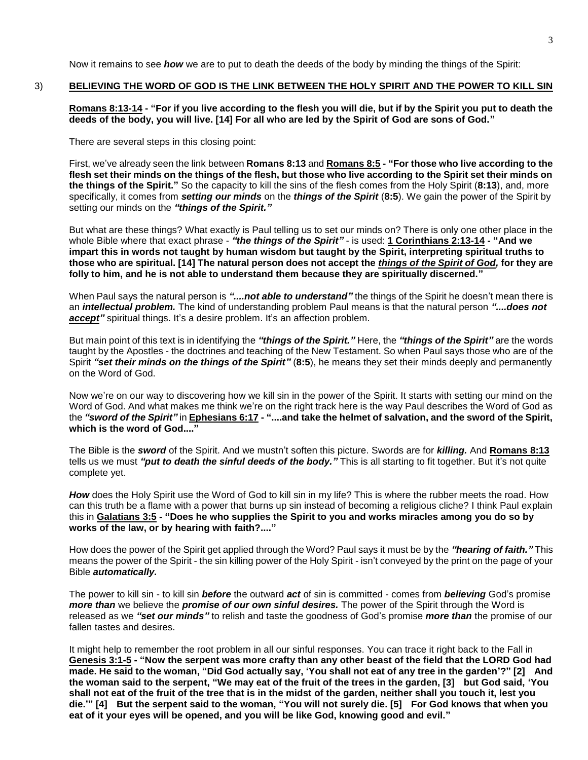Now it remains to see ***how*** we are to put to death the deeds of the body by minding the things of the Spirit:

3) **BELIEVING THE WORD OF GOD IS THE LINK BETWEEN THE HOLY SPIRIT AND THE POWER TO KILL SIN**

**Romans 8:13-14 - "For if you live according to the flesh you will die, but if by the Spirit you put to death the deeds of the body, you will live. [14] For all who are led by the Spirit of God are sons of God."**

There are several steps in this closing point:

First, we've already seen the link between **Romans 8:13** and **Romans 8:5 - "For those who live according to the flesh set their minds on the things of the flesh, but those who live according to the Spirit set their minds on the things of the Spirit."** So the capacity to kill the sins of the flesh comes from the Holy Spirit (**8:13**), and, more specifically, it comes from ***setting our minds*** on the ***things of the Spirit*** (**8:5**). We gain the power of the Spirit by setting our minds on the ***"things of the Spirit."***

But what are these things? What exactly is Paul telling us to set our minds on? There is only one other place in the whole Bible where that exact phrase - ***"the things of the Spirit"*** - is used: **1 Corinthians 2:13-14 - "And we impart this in words not taught by human wisdom but taught by the Spirit, interpreting spiritual truths to those who are spiritual. [14] The natural person does not accept the *things of the Spirit of God,* for they are folly to him, and he is not able to understand them because they are spiritually discerned."**

When Paul says the natural person is ***"....not able to understand"*** the things of the Spirit he doesn't mean there is an ***intellectual problem.*** The kind of understanding problem Paul means is that the natural person ***"....does not accept"*** spiritual things. It's a desire problem. It's an affection problem.

But main point of this text is in identifying the ***"things of the Spirit."*** Here, the ***"things of the Spirit"*** are the words taught by the Apostles - the doctrines and teaching of the New Testament. So when Paul says those who are of the Spirit ***"set their minds on the things of the Spirit"*** (**8:5**), he means they set their minds deeply and permanently on the Word of God.

Now we're on our way to discovering how we kill sin in the power of the Spirit. It starts with setting our mind on the Word of God. And what makes me think we're on the right track here is the way Paul describes the Word of God as the ***"sword of the Spirit"*** in **Ephesians 6:17 - "....and take the helmet of salvation, and the sword of the Spirit, which is the word of God...."**

The Bible is the ***sword*** of the Spirit. And we mustn't soften this picture. Swords are for ***killing.*** And **Romans 8:13** tells us we must ***"put to death the sinful deeds of the body."*** This is all starting to fit together. But it's not quite complete yet.

***How*** does the Holy Spirit use the Word of God to kill sin in my life? This is where the rubber meets the road. How can this truth be a flame with a power that burns up sin instead of becoming a religious cliche? I think Paul explain this in **Galatians 3:5 - "Does he who supplies the Spirit to you and works miracles among you do so by works of the law, or by hearing with faith?...."**

How does the power of the Spirit get applied through the Word? Paul says it must be by the ***"hearing of faith."*** This means the power of the Spirit - the sin killing power of the Holy Spirit - isn't conveyed by the print on the page of your Bible ***automatically.***

The power to kill sin - to kill sin ***before*** the outward ***act*** of sin is committed - comes from ***believing*** God's promise ***more than*** we believe the ***promise of our own sinful desires.*** The power of the Spirit through the Word is released as we ***"set our minds"*** to relish and taste the goodness of God's promise ***more than*** the promise of our fallen tastes and desires.

It might help to remember the root problem in all our sinful responses. You can trace it right back to the Fall in **Genesis 3:1-5 - "Now the serpent was more crafty than any other beast of the field that the LORD God had made. He said to the woman, "Did God actually say, 'You shall not eat of any tree in the garden'?" [2] And the woman said to the serpent, "We may eat of the fruit of the trees in the garden, [3] but God said, 'You shall not eat of the fruit of the tree that is in the midst of the garden, neither shall you touch it, lest you die.'" [4] But the serpent said to the woman, "You will not surely die. [5] For God knows that when you eat of it your eyes will be opened, and you will be like God, knowing good and evil."**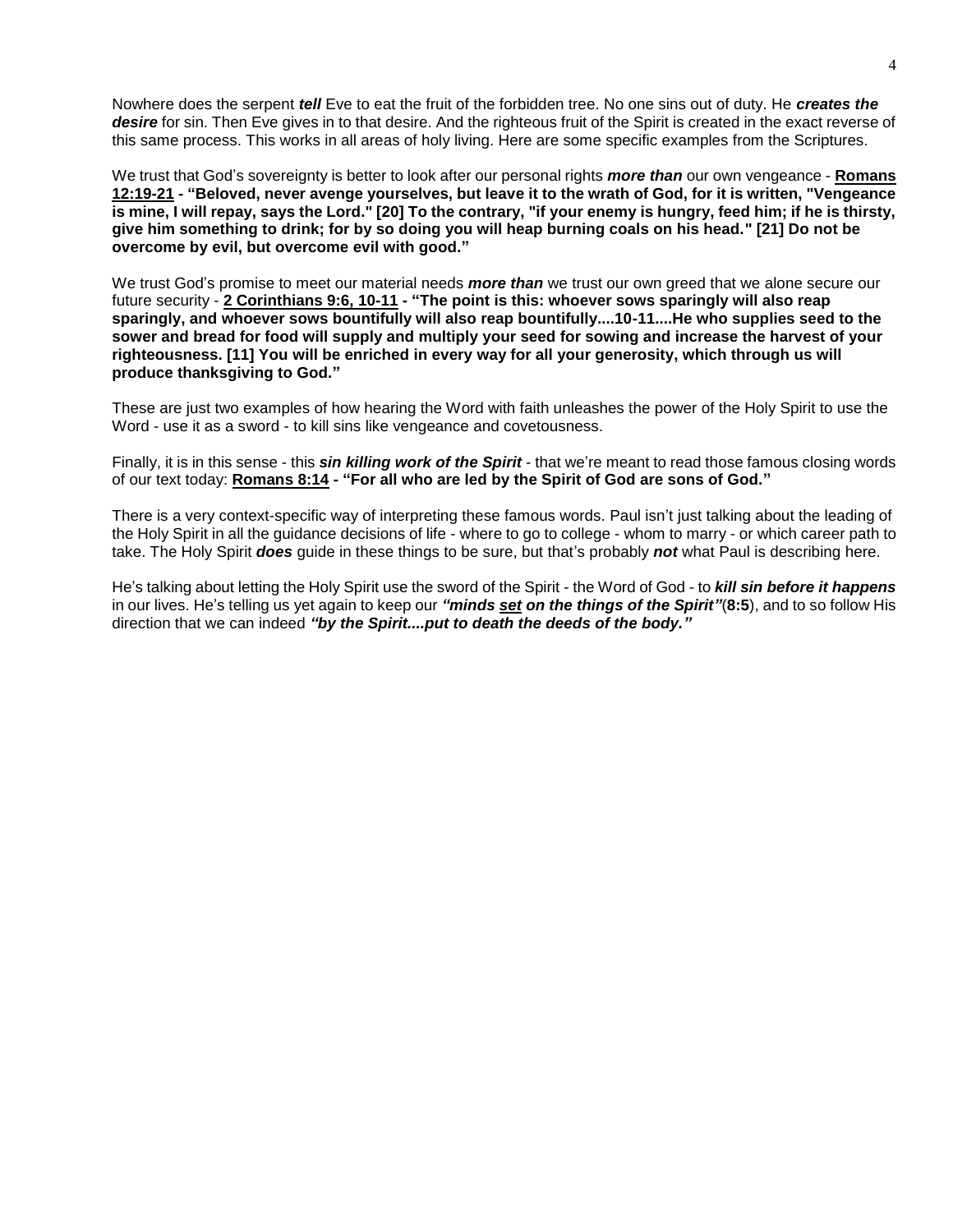Nowhere does the serpent ***tell*** Eve to eat the fruit of the forbidden tree. No one sins out of duty. He ***creates the desire*** for sin. Then Eve gives in to that desire. And the righteous fruit of the Spirit is created in the exact reverse of this same process. This works in all areas of holy living. Here are some specific examples from the Scriptures.

We trust that God's sovereignty is better to look after our personal rights ***more than*** our own vengeance - **<u>Romans 12:19-21</u> - "Beloved, never avenge yourselves, but leave it to the wrath of God, for it is written, "Vengeance is mine, I will repay, says the Lord." [20] To the contrary, "if your enemy is hungry, feed him; if he is thirsty, give him something to drink; for by so doing you will heap burning coals on his head." [21] Do not be overcome by evil, but overcome evil with good."**

We trust God's promise to meet our material needs ***more than*** we trust our own greed that we alone secure our future security - **<u>2 Corinthians 9:6, 10-11</u> - "The point is this: whoever sows sparingly will also reap sparingly, and whoever sows bountifully will also reap bountifully....10-11....He who supplies seed to the sower and bread for food will supply and multiply your seed for sowing and increase the harvest of your righteousness. [11] You will be enriched in every way for all your generosity, which through us will produce thanksgiving to God."**

These are just two examples of how hearing the Word with faith unleashes the power of the Holy Spirit to use the Word - use it as a sword - to kill sins like vengeance and covetousness.

Finally, it is in this sense - this ***sin killing work of the Spirit*** - that we're meant to read those famous closing words of our text today: **<u>Romans 8:14</u> - "For all who are led by the Spirit of God are sons of God."**

There is a very context-specific way of interpreting these famous words. Paul isn't just talking about the leading of the Holy Spirit in all the guidance decisions of life - where to go to college - whom to marry - or which career path to take. The Holy Spirit ***does*** guide in these things to be sure, but that's probably ***not*** what Paul is describing here.

He's talking about letting the Holy Spirit use the sword of the Spirit - the Word of God - to ***kill sin before it happens*** in our lives. He's telling us yet again to keep our ***"minds <u>set</u> on the things of the Spirit"*** (**8:5**), and to so follow His direction that we can indeed ***"by the Spirit....put to death the deeds of the body."***